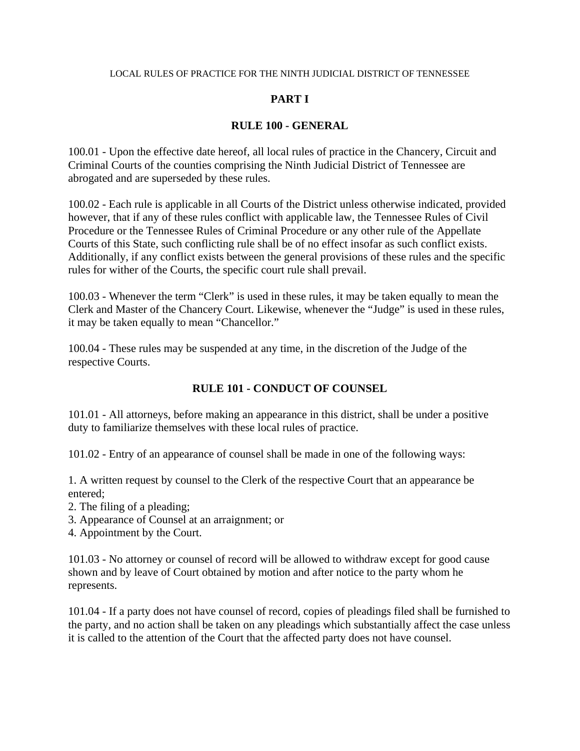LOCAL RULES OF PRACTICE FOR THE NINTH JUDICIAL DISTRICT OF TENNESSEE

# PART I

## RULE 100 - GENERAL

100.01 - Upon the effective date hereof, all local rules of practice in the Chancery, Circuit and Criminal Courts of the counties comprising the Ninth Judicial District of Tennessee are abrogated and are superseded by these rules.

100.02 - Each rule is applicable in all Courts of the District unless otherwise indicated, provided however, that if any of these rules conflict with applicable law, the Tennessee Rules of Civil Procedure or the Tennessee Rules of Criminal Procedure or any other rule of the Appellate Courts of this State, such conflicting rule shall be of no effect insofar as such conflict exists. Additionally, if any conflict exists between the general provisions of these rules and the specific rules for wither of the Courts, the specific court rule shall prevail.

100.03 - Whenever the term "Clerk" is used in these rules, it may be taken equally to mean the Clerk and Master of the Chancery Court. Likewise, whenever the "Judge" is used in these rules, it may be taken equally to mean "Chancellor."

100.04 - These rules may be suspended at any time, in the discretion of the Judge of the respective Courts.

## RULE 101 - CONDUCT OF COUNSEL

101.01 - All attorneys, before making an appearance in this district, shall be under a positive duty to familiarize themselves with these local rules of practice.

101.02 - Entry of an appearance of counsel shall be made in one of the following ways:

1. A written request by counsel to the Clerk of the respective Court that an appearance be entered;
2. The filing of a pleading;
3. Appearance of Counsel at an arraignment; or
4. Appointment by the Court.

101.03 - No attorney or counsel of record will be allowed to withdraw except for good cause shown and by leave of Court obtained by motion and after notice to the party whom he represents.

101.04 - If a party does not have counsel of record, copies of pleadings filed shall be furnished to the party, and no action shall be taken on any pleadings which substantially affect the case unless it is called to the attention of the Court that the affected party does not have counsel.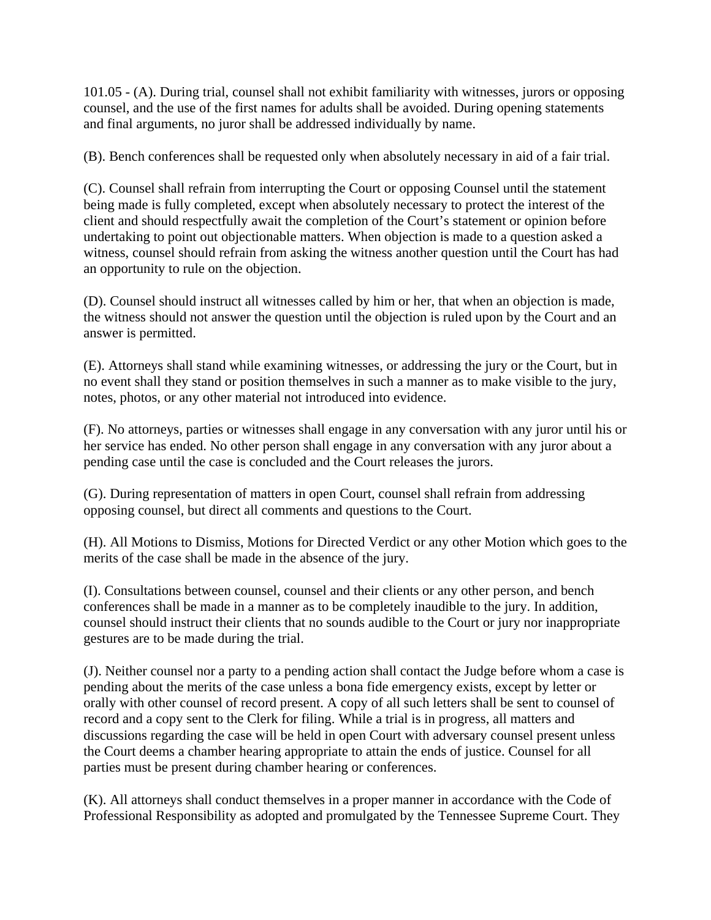101.05 - (A). During trial, counsel shall not exhibit familiarity with witnesses, jurors or opposing counsel, and the use of the first names for adults shall be avoided. During opening statements and final arguments, no juror shall be addressed individually by name.

(B). Bench conferences shall be requested only when absolutely necessary in aid of a fair trial.

(C). Counsel shall refrain from interrupting the Court or opposing Counsel until the statement being made is fully completed, except when absolutely necessary to protect the interest of the client and should respectfully await the completion of the Court's statement or opinion before undertaking to point out objectionable matters. When objection is made to a question asked a witness, counsel should refrain from asking the witness another question until the Court has had an opportunity to rule on the objection.

(D). Counsel should instruct all witnesses called by him or her, that when an objection is made, the witness should not answer the question until the objection is ruled upon by the Court and an answer is permitted.

(E). Attorneys shall stand while examining witnesses, or addressing the jury or the Court, but in no event shall they stand or position themselves in such a manner as to make visible to the jury, notes, photos, or any other material not introduced into evidence.

(F). No attorneys, parties or witnesses shall engage in any conversation with any juror until his or her service has ended. No other person shall engage in any conversation with any juror about a pending case until the case is concluded and the Court releases the jurors.

(G). During representation of matters in open Court, counsel shall refrain from addressing opposing counsel, but direct all comments and questions to the Court.

(H). All Motions to Dismiss, Motions for Directed Verdict or any other Motion which goes to the merits of the case shall be made in the absence of the jury.

(I). Consultations between counsel, counsel and their clients or any other person, and bench conferences shall be made in a manner as to be completely inaudible to the jury. In addition, counsel should instruct their clients that no sounds audible to the Court or jury nor inappropriate gestures are to be made during the trial.

(J). Neither counsel nor a party to a pending action shall contact the Judge before whom a case is pending about the merits of the case unless a bona fide emergency exists, except by letter or orally with other counsel of record present. A copy of all such letters shall be sent to counsel of record and a copy sent to the Clerk for filing. While a trial is in progress, all matters and discussions regarding the case will be held in open Court with adversary counsel present unless the Court deems a chamber hearing appropriate to attain the ends of justice. Counsel for all parties must be present during chamber hearing or conferences.

(K). All attorneys shall conduct themselves in a proper manner in accordance with the Code of Professional Responsibility as adopted and promulgated by the Tennessee Supreme Court. They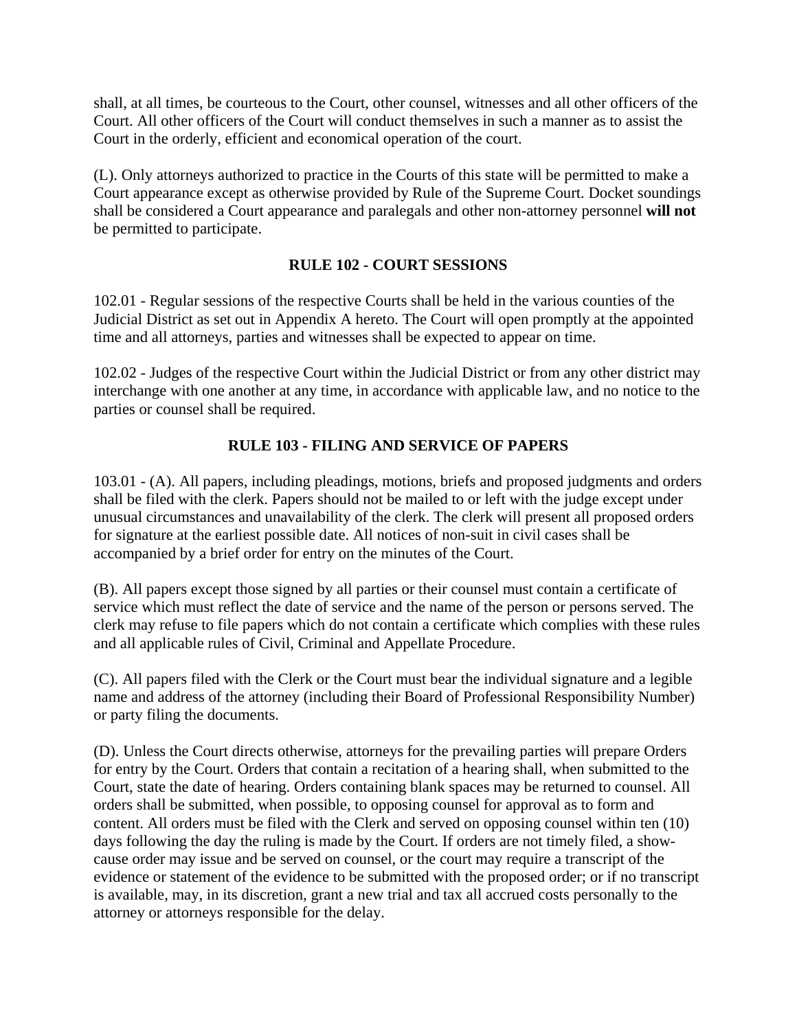shall, at all times, be courteous to the Court, other counsel, witnesses and all other officers of the Court. All other officers of the Court will conduct themselves in such a manner as to assist the Court in the orderly, efficient and economical operation of the court.

(L). Only attorneys authorized to practice in the Courts of this state will be permitted to make a Court appearance except as otherwise provided by Rule of the Supreme Court. Docket soundings shall be considered a Court appearance and paralegals and other non-attorney personnel **will not** be permitted to participate.

## RULE 102 - COURT SESSIONS

102.01 - Regular sessions of the respective Courts shall be held in the various counties of the Judicial District as set out in Appendix A hereto. The Court will open promptly at the appointed time and all attorneys, parties and witnesses shall be expected to appear on time.

102.02 - Judges of the respective Court within the Judicial District or from any other district may interchange with one another at any time, in accordance with applicable law, and no notice to the parties or counsel shall be required.

## RULE 103 - FILING AND SERVICE OF PAPERS

103.01 - (A). All papers, including pleadings, motions, briefs and proposed judgments and orders shall be filed with the clerk. Papers should not be mailed to or left with the judge except under unusual circumstances and unavailability of the clerk. The clerk will present all proposed orders for signature at the earliest possible date. All notices of non-suit in civil cases shall be accompanied by a brief order for entry on the minutes of the Court.

(B). All papers except those signed by all parties or their counsel must contain a certificate of service which must reflect the date of service and the name of the person or persons served. The clerk may refuse to file papers which do not contain a certificate which complies with these rules and all applicable rules of Civil, Criminal and Appellate Procedure.

(C). All papers filed with the Clerk or the Court must bear the individual signature and a legible name and address of the attorney (including their Board of Professional Responsibility Number) or party filing the documents.

(D). Unless the Court directs otherwise, attorneys for the prevailing parties will prepare Orders for entry by the Court. Orders that contain a recitation of a hearing shall, when submitted to the Court, state the date of hearing. Orders containing blank spaces may be returned to counsel. All orders shall be submitted, when possible, to opposing counsel for approval as to form and content. All orders must be filed with the Clerk and served on opposing counsel within ten (10) days following the day the ruling is made by the Court. If orders are not timely filed, a show-cause order may issue and be served on counsel, or the court may require a transcript of the evidence or statement of the evidence to be submitted with the proposed order; or if no transcript is available, may, in its discretion, grant a new trial and tax all accrued costs personally to the attorney or attorneys responsible for the delay.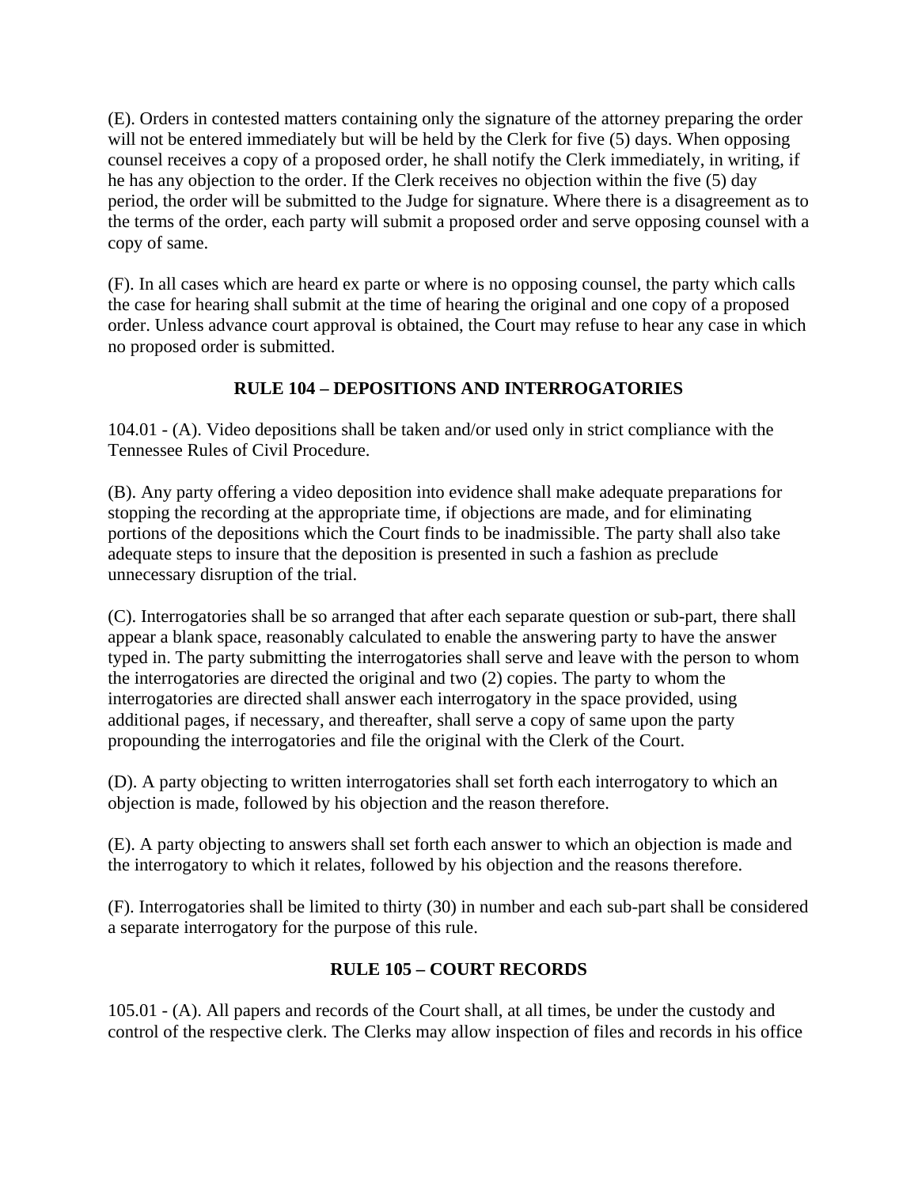(E). Orders in contested matters containing only the signature of the attorney preparing the order will not be entered immediately but will be held by the Clerk for five (5) days. When opposing counsel receives a copy of a proposed order, he shall notify the Clerk immediately, in writing, if he has any objection to the order. If the Clerk receives no objection within the five (5) day period, the order will be submitted to the Judge for signature. Where there is a disagreement as to the terms of the order, each party will submit a proposed order and serve opposing counsel with a copy of same.

(F). In all cases which are heard ex parte or where is no opposing counsel, the party which calls the case for hearing shall submit at the time of hearing the original and one copy of a proposed order. Unless advance court approval is obtained, the Court may refuse to hear any case in which no proposed order is submitted.

## RULE 104 – DEPOSITIONS AND INTERROGATORIES

104.01 - (A). Video depositions shall be taken and/or used only in strict compliance with the Tennessee Rules of Civil Procedure.

(B). Any party offering a video deposition into evidence shall make adequate preparations for stopping the recording at the appropriate time, if objections are made, and for eliminating portions of the depositions which the Court finds to be inadmissible. The party shall also take adequate steps to insure that the deposition is presented in such a fashion as preclude unnecessary disruption of the trial.

(C). Interrogatories shall be so arranged that after each separate question or sub-part, there shall appear a blank space, reasonably calculated to enable the answering party to have the answer typed in. The party submitting the interrogatories shall serve and leave with the person to whom the interrogatories are directed the original and two (2) copies. The party to whom the interrogatories are directed shall answer each interrogatory in the space provided, using additional pages, if necessary, and thereafter, shall serve a copy of same upon the party propounding the interrogatories and file the original with the Clerk of the Court.

(D). A party objecting to written interrogatories shall set forth each interrogatory to which an objection is made, followed by his objection and the reason therefore.

(E). A party objecting to answers shall set forth each answer to which an objection is made and the interrogatory to which it relates, followed by his objection and the reasons therefore.

(F). Interrogatories shall be limited to thirty (30) in number and each sub-part shall be considered a separate interrogatory for the purpose of this rule.

## RULE 105 – COURT RECORDS

105.01 - (A). All papers and records of the Court shall, at all times, be under the custody and control of the respective clerk. The Clerks may allow inspection of files and records in his office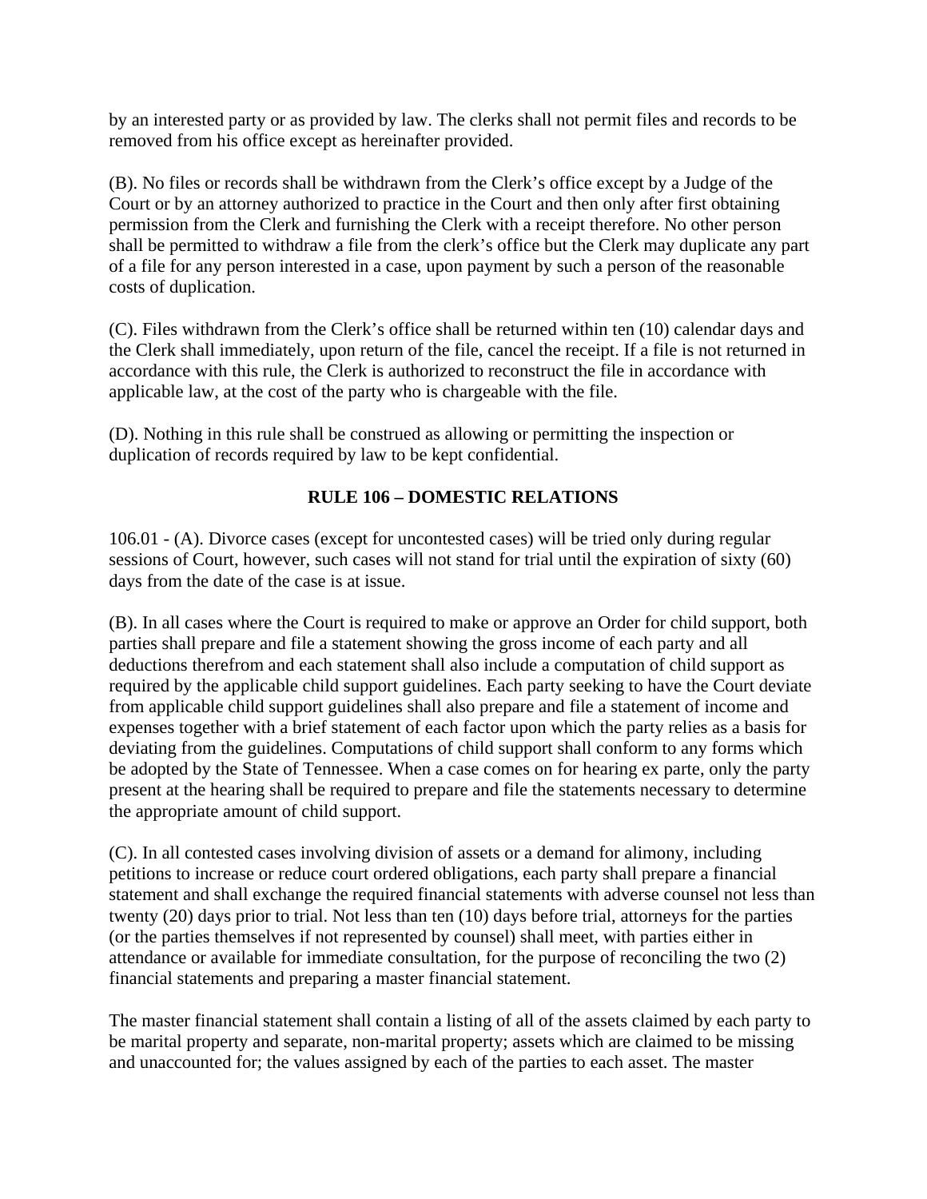by an interested party or as provided by law. The clerks shall not permit files and records to be removed from his office except as hereinafter provided.

(B). No files or records shall be withdrawn from the Clerk's office except by a Judge of the Court or by an attorney authorized to practice in the Court and then only after first obtaining permission from the Clerk and furnishing the Clerk with a receipt therefore. No other person shall be permitted to withdraw a file from the clerk's office but the Clerk may duplicate any part of a file for any person interested in a case, upon payment by such a person of the reasonable costs of duplication.

(C). Files withdrawn from the Clerk's office shall be returned within ten (10) calendar days and the Clerk shall immediately, upon return of the file, cancel the receipt. If a file is not returned in accordance with this rule, the Clerk is authorized to reconstruct the file in accordance with applicable law, at the cost of the party who is chargeable with the file.

(D). Nothing in this rule shall be construed as allowing or permitting the inspection or duplication of records required by law to be kept confidential.

## RULE 106 – DOMESTIC RELATIONS

106.01 - (A). Divorce cases (except for uncontested cases) will be tried only during regular sessions of Court, however, such cases will not stand for trial until the expiration of sixty (60) days from the date of the case is at issue.

(B). In all cases where the Court is required to make or approve an Order for child support, both parties shall prepare and file a statement showing the gross income of each party and all deductions therefrom and each statement shall also include a computation of child support as required by the applicable child support guidelines. Each party seeking to have the Court deviate from applicable child support guidelines shall also prepare and file a statement of income and expenses together with a brief statement of each factor upon which the party relies as a basis for deviating from the guidelines. Computations of child support shall conform to any forms which be adopted by the State of Tennessee. When a case comes on for hearing ex parte, only the party present at the hearing shall be required to prepare and file the statements necessary to determine the appropriate amount of child support.

(C). In all contested cases involving division of assets or a demand for alimony, including petitions to increase or reduce court ordered obligations, each party shall prepare a financial statement and shall exchange the required financial statements with adverse counsel not less than twenty (20) days prior to trial. Not less than ten (10) days before trial, attorneys for the parties (or the parties themselves if not represented by counsel) shall meet, with parties either in attendance or available for immediate consultation, for the purpose of reconciling the two (2) financial statements and preparing a master financial statement.

The master financial statement shall contain a listing of all of the assets claimed by each party to be marital property and separate, non-marital property; assets which are claimed to be missing and unaccounted for; the values assigned by each of the parties to each asset. The master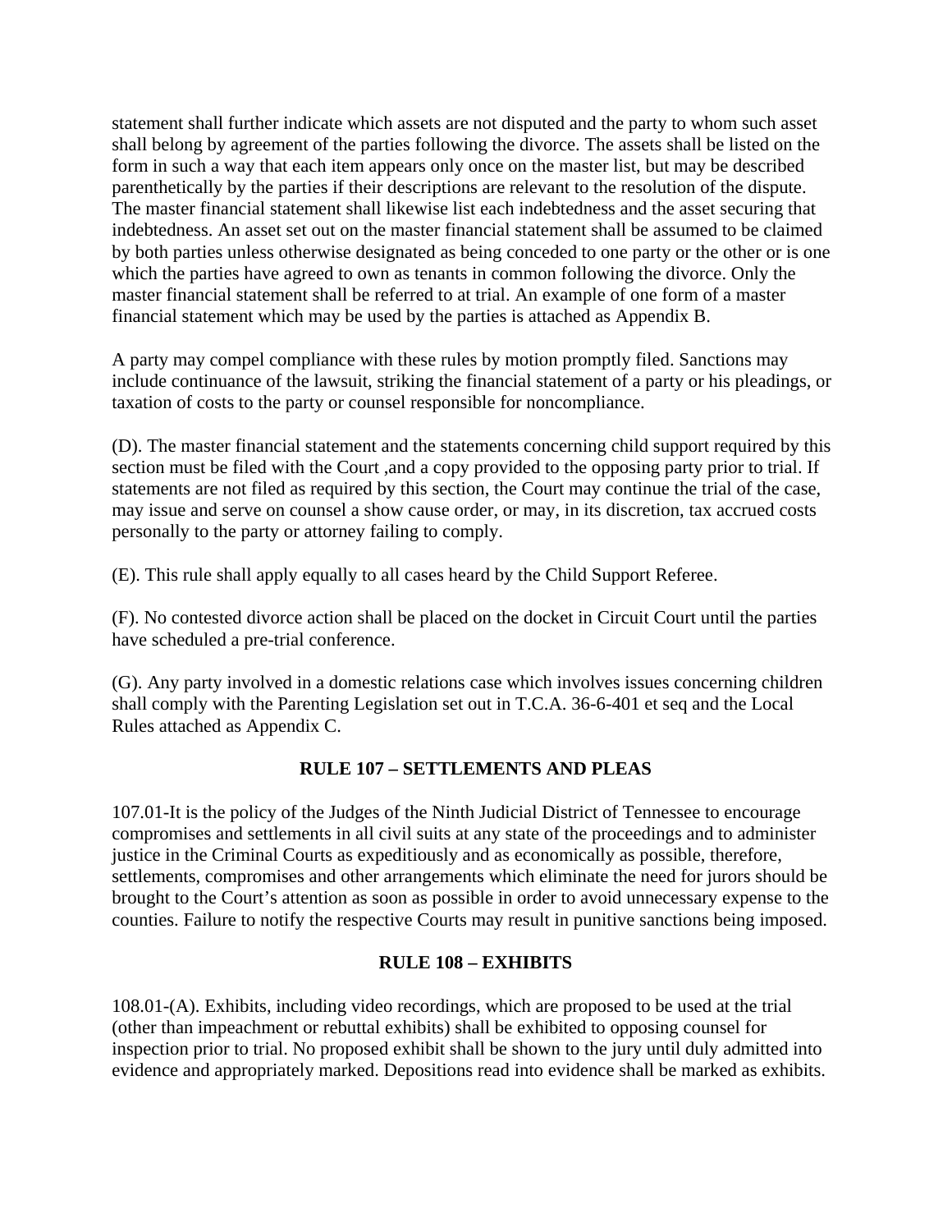statement shall further indicate which assets are not disputed and the party to whom such asset shall belong by agreement of the parties following the divorce. The assets shall be listed on the form in such a way that each item appears only once on the master list, but may be described parenthetically by the parties if their descriptions are relevant to the resolution of the dispute. The master financial statement shall likewise list each indebtedness and the asset securing that indebtedness. An asset set out on the master financial statement shall be assumed to be claimed by both parties unless otherwise designated as being conceded to one party or the other or is one which the parties have agreed to own as tenants in common following the divorce. Only the master financial statement shall be referred to at trial. An example of one form of a master financial statement which may be used by the parties is attached as Appendix B.

A party may compel compliance with these rules by motion promptly filed. Sanctions may include continuance of the lawsuit, striking the financial statement of a party or his pleadings, or taxation of costs to the party or counsel responsible for noncompliance.

(D). The master financial statement and the statements concerning child support required by this section must be filed with the Court ,and a copy provided to the opposing party prior to trial. If statements are not filed as required by this section, the Court may continue the trial of the case, may issue and serve on counsel a show cause order, or may, in its discretion, tax accrued costs personally to the party or attorney failing to comply.

(E). This rule shall apply equally to all cases heard by the Child Support Referee.

(F). No contested divorce action shall be placed on the docket in Circuit Court until the parties have scheduled a pre-trial conference.

(G). Any party involved in a domestic relations case which involves issues concerning children shall comply with the Parenting Legislation set out in T.C.A. 36-6-401 et seq and the Local Rules attached as Appendix C.

## RULE 107 – SETTLEMENTS AND PLEAS

107.01-It is the policy of the Judges of the Ninth Judicial District of Tennessee to encourage compromises and settlements in all civil suits at any state of the proceedings and to administer justice in the Criminal Courts as expeditiously and as economically as possible, therefore, settlements, compromises and other arrangements which eliminate the need for jurors should be brought to the Court's attention as soon as possible in order to avoid unnecessary expense to the counties. Failure to notify the respective Courts may result in punitive sanctions being imposed.

## RULE 108 – EXHIBITS

108.01-(A). Exhibits, including video recordings, which are proposed to be used at the trial (other than impeachment or rebuttal exhibits) shall be exhibited to opposing counsel for inspection prior to trial. No proposed exhibit shall be shown to the jury until duly admitted into evidence and appropriately marked. Depositions read into evidence shall be marked as exhibits.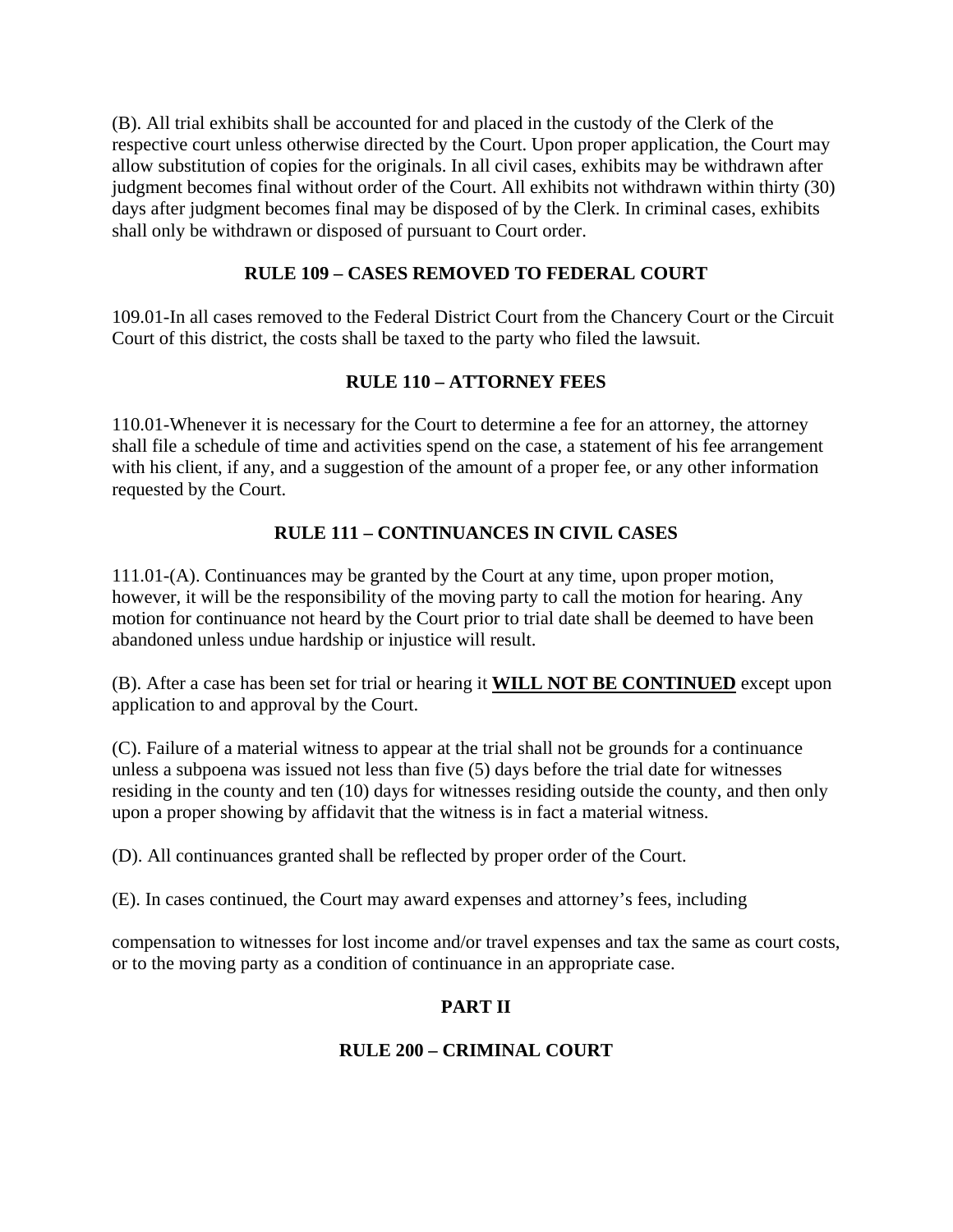(B). All trial exhibits shall be accounted for and placed in the custody of the Clerk of the respective court unless otherwise directed by the Court. Upon proper application, the Court may allow substitution of copies for the originals. In all civil cases, exhibits may be withdrawn after judgment becomes final without order of the Court. All exhibits not withdrawn within thirty (30) days after judgment becomes final may be disposed of by the Clerk. In criminal cases, exhibits shall only be withdrawn or disposed of pursuant to Court order.

## RULE 109 – CASES REMOVED TO FEDERAL COURT

109.01-In all cases removed to the Federal District Court from the Chancery Court or the Circuit Court of this district, the costs shall be taxed to the party who filed the lawsuit.

## RULE 110 – ATTORNEY FEES

110.01-Whenever it is necessary for the Court to determine a fee for an attorney, the attorney shall file a schedule of time and activities spend on the case, a statement of his fee arrangement with his client, if any, and a suggestion of the amount of a proper fee, or any other information requested by the Court.

## RULE 111 – CONTINUANCES IN CIVIL CASES

111.01-(A). Continuances may be granted by the Court at any time, upon proper motion, however, it will be the responsibility of the moving party to call the motion for hearing. Any motion for continuance not heard by the Court prior to trial date shall be deemed to have been abandoned unless undue hardship or injustice will result.

(B). After a case has been set for trial or hearing it **WILL NOT BE CONTINUED** except upon application to and approval by the Court.

(C). Failure of a material witness to appear at the trial shall not be grounds for a continuance unless a subpoena was issued not less than five (5) days before the trial date for witnesses residing in the county and ten (10) days for witnesses residing outside the county, and then only upon a proper showing by affidavit that the witness is in fact a material witness.

(D). All continuances granted shall be reflected by proper order of the Court.

(E). In cases continued, the Court may award expenses and attorney's fees, including compensation to witnesses for lost income and/or travel expenses and tax the same as court costs, or to the moving party as a condition of continuance in an appropriate case.

# PART II

## RULE 200 – CRIMINAL COURT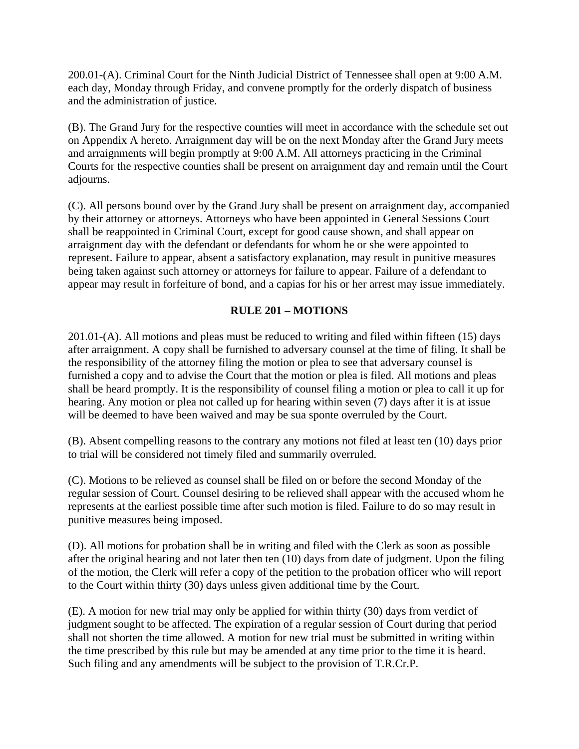200.01-(A). Criminal Court for the Ninth Judicial District of Tennessee shall open at 9:00 A.M. each day, Monday through Friday, and convene promptly for the orderly dispatch of business and the administration of justice.

(B). The Grand Jury for the respective counties will meet in accordance with the schedule set out on Appendix A hereto. Arraignment day will be on the next Monday after the Grand Jury meets and arraignments will begin promptly at 9:00 A.M. All attorneys practicing in the Criminal Courts for the respective counties shall be present on arraignment day and remain until the Court adjourns.

(C). All persons bound over by the Grand Jury shall be present on arraignment day, accompanied by their attorney or attorneys. Attorneys who have been appointed in General Sessions Court shall be reappointed in Criminal Court, except for good cause shown, and shall appear on arraignment day with the defendant or defendants for whom he or she were appointed to represent. Failure to appear, absent a satisfactory explanation, may result in punitive measures being taken against such attorney or attorneys for failure to appear. Failure of a defendant to appear may result in forfeiture of bond, and a capias for his or her arrest may issue immediately.

## RULE 201 – MOTIONS

201.01-(A). All motions and pleas must be reduced to writing and filed within fifteen (15) days after arraignment. A copy shall be furnished to adversary counsel at the time of filing. It shall be the responsibility of the attorney filing the motion or plea to see that adversary counsel is furnished a copy and to advise the Court that the motion or plea is filed. All motions and pleas shall be heard promptly. It is the responsibility of counsel filing a motion or plea to call it up for hearing. Any motion or plea not called up for hearing within seven (7) days after it is at issue will be deemed to have been waived and may be sua sponte overruled by the Court.

(B). Absent compelling reasons to the contrary any motions not filed at least ten (10) days prior to trial will be considered not timely filed and summarily overruled.

(C). Motions to be relieved as counsel shall be filed on or before the second Monday of the regular session of Court. Counsel desiring to be relieved shall appear with the accused whom he represents at the earliest possible time after such motion is filed. Failure to do so may result in punitive measures being imposed.

(D). All motions for probation shall be in writing and filed with the Clerk as soon as possible after the original hearing and not later then ten (10) days from date of judgment. Upon the filing of the motion, the Clerk will refer a copy of the petition to the probation officer who will report to the Court within thirty (30) days unless given additional time by the Court.

(E). A motion for new trial may only be applied for within thirty (30) days from verdict of judgment sought to be affected. The expiration of a regular session of Court during that period shall not shorten the time allowed. A motion for new trial must be submitted in writing within the time prescribed by this rule but may be amended at any time prior to the time it is heard. Such filing and any amendments will be subject to the provision of T.R.Cr.P.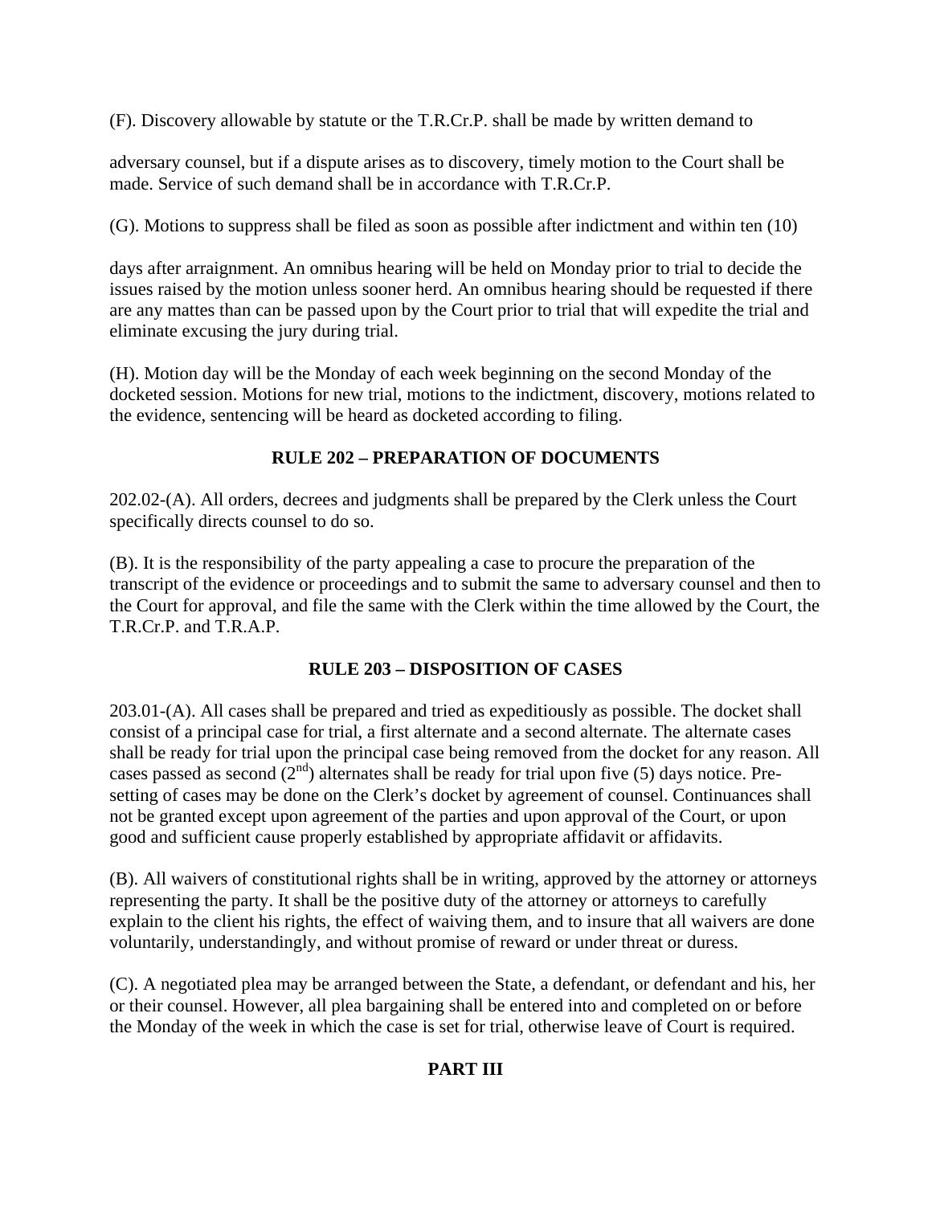(F). Discovery allowable by statute or the T.R.Cr.P. shall be made by written demand to adversary counsel, but if a dispute arises as to discovery, timely motion to the Court shall be made. Service of such demand shall be in accordance with T.R.Cr.P.

(G). Motions to suppress shall be filed as soon as possible after indictment and within ten (10) days after arraignment. An omnibus hearing will be held on Monday prior to trial to decide the issues raised by the motion unless sooner herd. An omnibus hearing should be requested if there are any mattes than can be passed upon by the Court prior to trial that will expedite the trial and eliminate excusing the jury during trial.

(H). Motion day will be the Monday of each week beginning on the second Monday of the docketed session. Motions for new trial, motions to the indictment, discovery, motions related to the evidence, sentencing will be heard as docketed according to filing.

## RULE 202 – PREPARATION OF DOCUMENTS

202.02-(A). All orders, decrees and judgments shall be prepared by the Clerk unless the Court specifically directs counsel to do so.

(B). It is the responsibility of the party appealing a case to procure the preparation of the transcript of the evidence or proceedings and to submit the same to adversary counsel and then to the Court for approval, and file the same with the Clerk within the time allowed by the Court, the T.R.Cr.P. and T.R.A.P.

## RULE 203 – DISPOSITION OF CASES

203.01-(A). All cases shall be prepared and tried as expeditiously as possible. The docket shall consist of a principal case for trial, a first alternate and a second alternate. The alternate cases shall be ready for trial upon the principal case being removed from the docket for any reason. All cases passed as second (2nd) alternates shall be ready for trial upon five (5) days notice. Pre-setting of cases may be done on the Clerk's docket by agreement of counsel. Continuances shall not be granted except upon agreement of the parties and upon approval of the Court, or upon good and sufficient cause properly established by appropriate affidavit or affidavits.

(B). All waivers of constitutional rights shall be in writing, approved by the attorney or attorneys representing the party. It shall be the positive duty of the attorney or attorneys to carefully explain to the client his rights, the effect of waiving them, and to insure that all waivers are done voluntarily, understandingly, and without promise of reward or under threat or duress.

(C). A negotiated plea may be arranged between the State, a defendant, or defendant and his, her or their counsel. However, all plea bargaining shall be entered into and completed on or before the Monday of the week in which the case is set for trial, otherwise leave of Court is required.

# PART III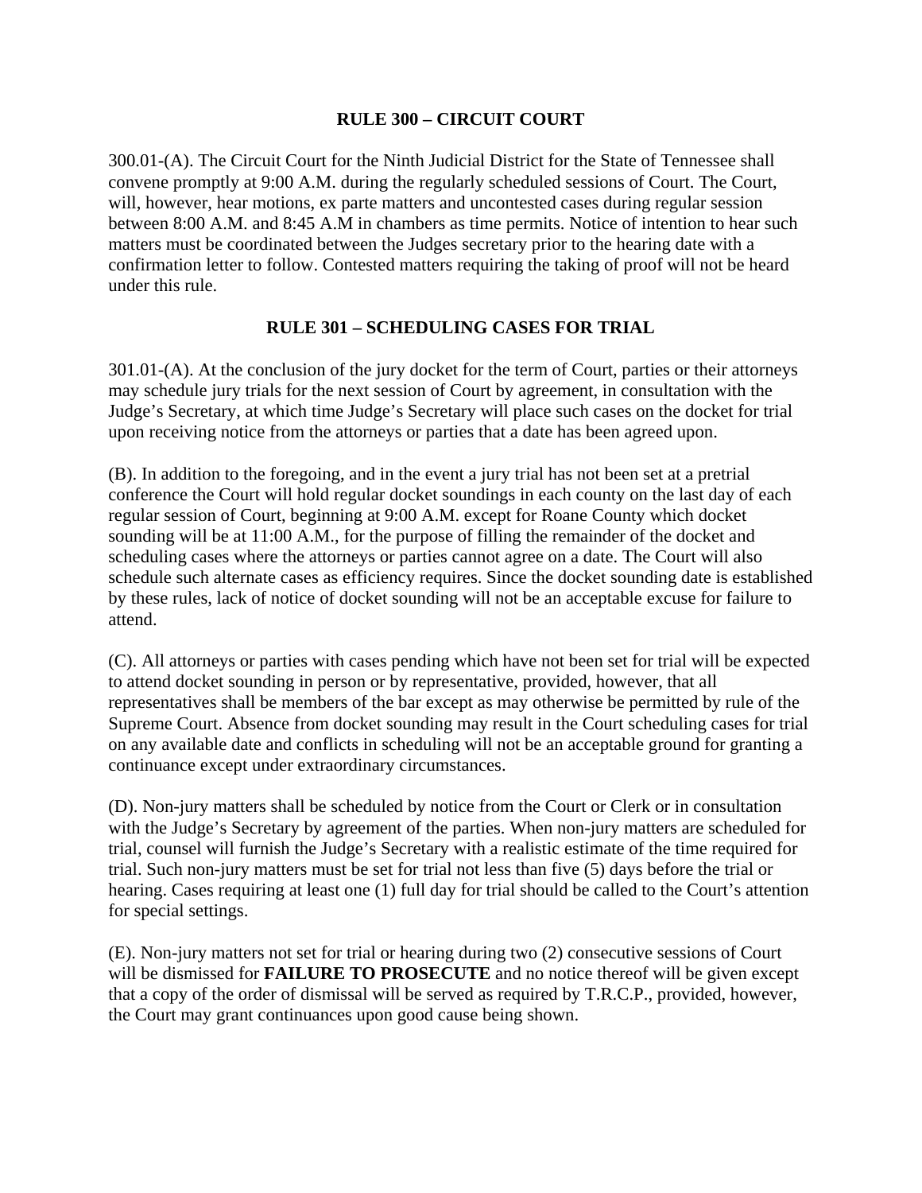## RULE 300 – CIRCUIT COURT

300.01-(A). The Circuit Court for the Ninth Judicial District for the State of Tennessee shall convene promptly at 9:00 A.M. during the regularly scheduled sessions of Court. The Court, will, however, hear motions, ex parte matters and uncontested cases during regular session between 8:00 A.M. and 8:45 A.M in chambers as time permits. Notice of intention to hear such matters must be coordinated between the Judges secretary prior to the hearing date with a confirmation letter to follow. Contested matters requiring the taking of proof will not be heard under this rule.

## RULE 301 – SCHEDULING CASES FOR TRIAL

301.01-(A). At the conclusion of the jury docket for the term of Court, parties or their attorneys may schedule jury trials for the next session of Court by agreement, in consultation with the Judge's Secretary, at which time Judge's Secretary will place such cases on the docket for trial upon receiving notice from the attorneys or parties that a date has been agreed upon.

(B). In addition to the foregoing, and in the event a jury trial has not been set at a pretrial conference the Court will hold regular docket soundings in each county on the last day of each regular session of Court, beginning at 9:00 A.M. except for Roane County which docket sounding will be at 11:00 A.M., for the purpose of filling the remainder of the docket and scheduling cases where the attorneys or parties cannot agree on a date. The Court will also schedule such alternate cases as efficiency requires. Since the docket sounding date is established by these rules, lack of notice of docket sounding will not be an acceptable excuse for failure to attend.

(C). All attorneys or parties with cases pending which have not been set for trial will be expected to attend docket sounding in person or by representative, provided, however, that all representatives shall be members of the bar except as may otherwise be permitted by rule of the Supreme Court. Absence from docket sounding may result in the Court scheduling cases for trial on any available date and conflicts in scheduling will not be an acceptable ground for granting a continuance except under extraordinary circumstances.

(D). Non-jury matters shall be scheduled by notice from the Court or Clerk or in consultation with the Judge's Secretary by agreement of the parties. When non-jury matters are scheduled for trial, counsel will furnish the Judge's Secretary with a realistic estimate of the time required for trial. Such non-jury matters must be set for trial not less than five (5) days before the trial or hearing. Cases requiring at least one (1) full day for trial should be called to the Court's attention for special settings.

(E). Non-jury matters not set for trial or hearing during two (2) consecutive sessions of Court will be dismissed for **FAILURE TO PROSECUTE** and no notice thereof will be given except that a copy of the order of dismissal will be served as required by T.R.C.P., provided, however, the Court may grant continuances upon good cause being shown.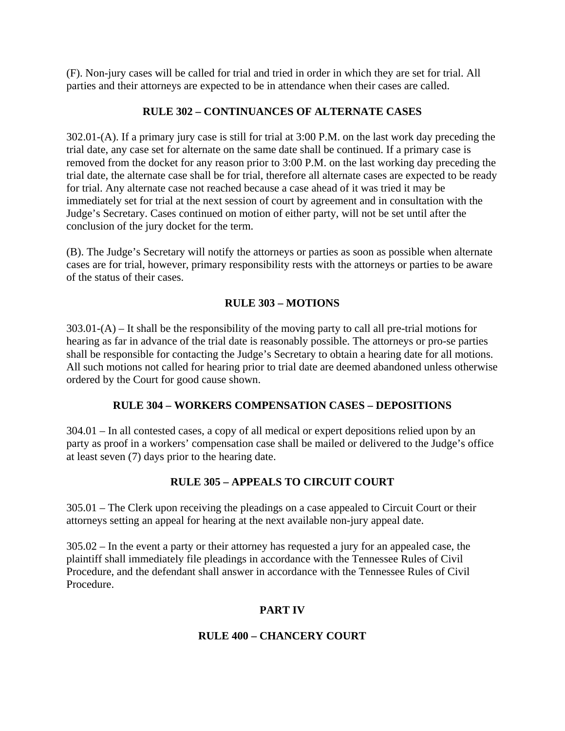(F). Non-jury cases will be called for trial and tried in order in which they are set for trial. All parties and their attorneys are expected to be in attendance when their cases are called.

## RULE 302 – CONTINUANCES OF ALTERNATE CASES

302.01-(A). If a primary jury case is still for trial at 3:00 P.M. on the last work day preceding the trial date, any case set for alternate on the same date shall be continued. If a primary case is removed from the docket for any reason prior to 3:00 P.M. on the last working day preceding the trial date, the alternate case shall be for trial, therefore all alternate cases are expected to be ready for trial. Any alternate case not reached because a case ahead of it was tried it may be immediately set for trial at the next session of court by agreement and in consultation with the Judge's Secretary. Cases continued on motion of either party, will not be set until after the conclusion of the jury docket for the term.

(B). The Judge's Secretary will notify the attorneys or parties as soon as possible when alternate cases are for trial, however, primary responsibility rests with the attorneys or parties to be aware of the status of their cases.

## RULE 303 – MOTIONS

303.01-(A) – It shall be the responsibility of the moving party to call all pre-trial motions for hearing as far in advance of the trial date is reasonably possible. The attorneys or pro-se parties shall be responsible for contacting the Judge's Secretary to obtain a hearing date for all motions. All such motions not called for hearing prior to trial date are deemed abandoned unless otherwise ordered by the Court for good cause shown.

## RULE 304 – WORKERS COMPENSATION CASES – DEPOSITIONS

304.01 – In all contested cases, a copy of all medical or expert depositions relied upon by an party as proof in a workers' compensation case shall be mailed or delivered to the Judge's office at least seven (7) days prior to the hearing date.

## RULE 305 – APPEALS TO CIRCUIT COURT

305.01 – The Clerk upon receiving the pleadings on a case appealed to Circuit Court or their attorneys setting an appeal for hearing at the next available non-jury appeal date.

305.02 – In the event a party or their attorney has requested a jury for an appealed case, the plaintiff shall immediately file pleadings in accordance with the Tennessee Rules of Civil Procedure, and the defendant shall answer in accordance with the Tennessee Rules of Civil Procedure.

# PART IV

## RULE 400 – CHANCERY COURT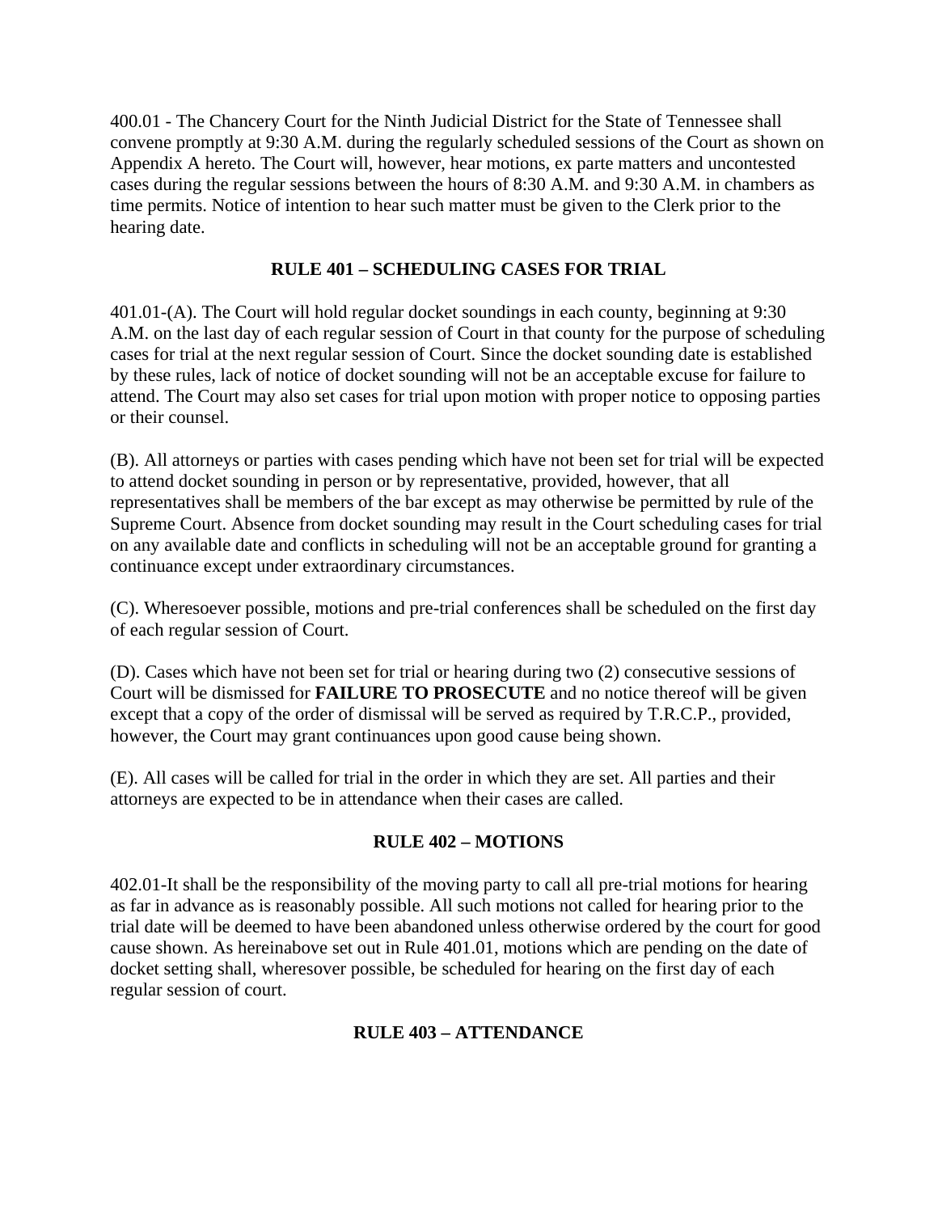400.01 - The Chancery Court for the Ninth Judicial District for the State of Tennessee shall convene promptly at 9:30 A.M. during the regularly scheduled sessions of the Court as shown on Appendix A hereto. The Court will, however, hear motions, ex parte matters and uncontested cases during the regular sessions between the hours of 8:30 A.M. and 9:30 A.M. in chambers as time permits. Notice of intention to hear such matter must be given to the Clerk prior to the hearing date.

## RULE 401 – SCHEDULING CASES FOR TRIAL

401.01-(A). The Court will hold regular docket soundings in each county, beginning at 9:30 A.M. on the last day of each regular session of Court in that county for the purpose of scheduling cases for trial at the next regular session of Court. Since the docket sounding date is established by these rules, lack of notice of docket sounding will not be an acceptable excuse for failure to attend. The Court may also set cases for trial upon motion with proper notice to opposing parties or their counsel.

(B). All attorneys or parties with cases pending which have not been set for trial will be expected to attend docket sounding in person or by representative, provided, however, that all representatives shall be members of the bar except as may otherwise be permitted by rule of the Supreme Court. Absence from docket sounding may result in the Court scheduling cases for trial on any available date and conflicts in scheduling will not be an acceptable ground for granting a continuance except under extraordinary circumstances.

(C). Wheresoever possible, motions and pre-trial conferences shall be scheduled on the first day of each regular session of Court.

(D). Cases which have not been set for trial or hearing during two (2) consecutive sessions of Court will be dismissed for **FAILURE TO PROSECUTE** and no notice thereof will be given except that a copy of the order of dismissal will be served as required by T.R.C.P., provided, however, the Court may grant continuances upon good cause being shown.

(E). All cases will be called for trial in the order in which they are set. All parties and their attorneys are expected to be in attendance when their cases are called.

## RULE 402 – MOTIONS

402.01-It shall be the responsibility of the moving party to call all pre-trial motions for hearing as far in advance as is reasonably possible. All such motions not called for hearing prior to the trial date will be deemed to have been abandoned unless otherwise ordered by the court for good cause shown. As hereinabove set out in Rule 401.01, motions which are pending on the date of docket setting shall, wheresover possible, be scheduled for hearing on the first day of each regular session of court.

## RULE 403 – ATTENDANCE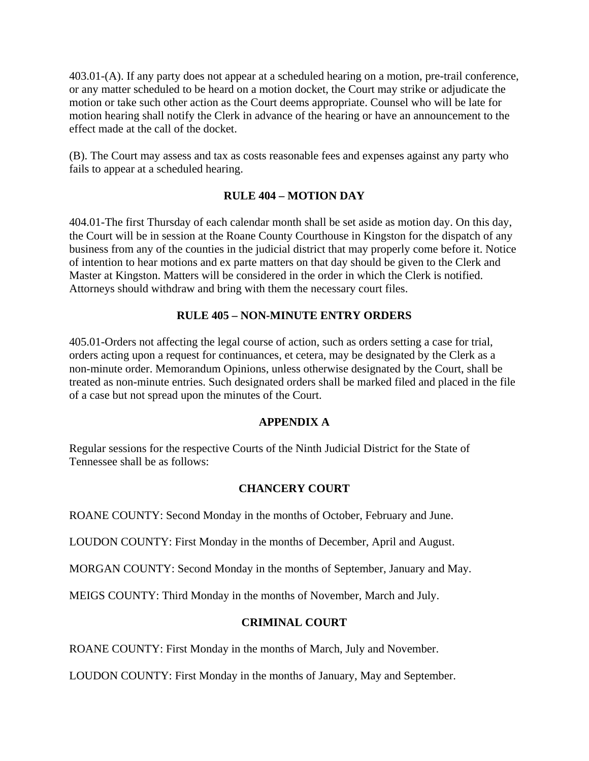403.01-(A). If any party does not appear at a scheduled hearing on a motion, pre-trail conference, or any matter scheduled to be heard on a motion docket, the Court may strike or adjudicate the motion or take such other action as the Court deems appropriate. Counsel who will be late for motion hearing shall notify the Clerk in advance of the hearing or have an announcement to the effect made at the call of the docket.

(B). The Court may assess and tax as costs reasonable fees and expenses against any party who fails to appear at a scheduled hearing.

## RULE 404 – MOTION DAY

404.01-The first Thursday of each calendar month shall be set aside as motion day. On this day, the Court will be in session at the Roane County Courthouse in Kingston for the dispatch of any business from any of the counties in the judicial district that may properly come before it. Notice of intention to hear motions and ex parte matters on that day should be given to the Clerk and Master at Kingston. Matters will be considered in the order in which the Clerk is notified. Attorneys should withdraw and bring with them the necessary court files.

## RULE 405 – NON-MINUTE ENTRY ORDERS

405.01-Orders not affecting the legal course of action, such as orders setting a case for trial, orders acting upon a request for continuances, et cetera, may be designated by the Clerk as a non-minute order. Memorandum Opinions, unless otherwise designated by the Court, shall be treated as non-minute entries. Such designated orders shall be marked filed and placed in the file of a case but not spread upon the minutes of the Court.

## APPENDIX A

Regular sessions for the respective Courts of the Ninth Judicial District for the State of Tennessee shall be as follows:

### CHANCERY COURT

ROANE COUNTY: Second Monday in the months of October, February and June.

LOUDON COUNTY: First Monday in the months of December, April and August.

MORGAN COUNTY: Second Monday in the months of September, January and May.

MEIGS COUNTY: Third Monday in the months of November, March and July.

### CRIMINAL COURT

ROANE COUNTY: First Monday in the months of March, July and November.

LOUDON COUNTY: First Monday in the months of January, May and September.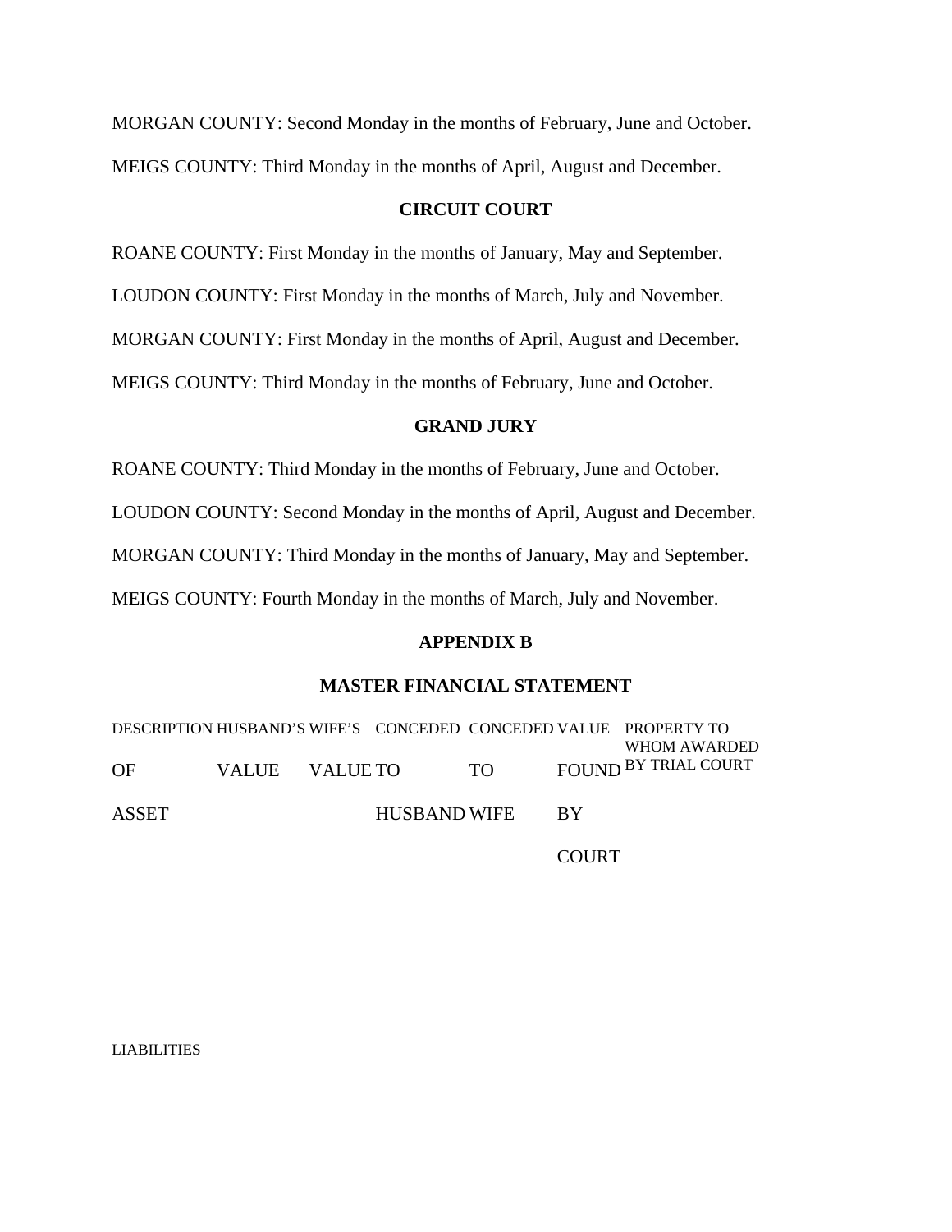MORGAN COUNTY: Second Monday in the months of February, June and October.

MEIGS COUNTY: Third Monday in the months of April, August and December.

## CIRCUIT COURT

ROANE COUNTY: First Monday in the months of January, May and September.

LOUDON COUNTY: First Monday in the months of March, July and November.

MORGAN COUNTY: First Monday in the months of April, August and December.

MEIGS COUNTY: Third Monday in the months of February, June and October.

## GRAND JURY

ROANE COUNTY: Third Monday in the months of February, June and October.

LOUDON COUNTY: Second Monday in the months of April, August and December.

MORGAN COUNTY: Third Monday in the months of January, May and September.

MEIGS COUNTY: Fourth Monday in the months of March, July and November.

## APPENDIX B

## MASTER FINANCIAL STATEMENT

| DESCRIPTION OF ASSET | HUSBAND'S VALUE | WIFE'S VALUE | CONCEDED TO HUSBAND | CONCEDED TO WIFE | VALUE FOUND BY COURT | PROPERTY TO WHOM AWARDED BY TRIAL COURT |
|---|---|---|---|---|---|---|
| | | | | | | |

LIABILITIES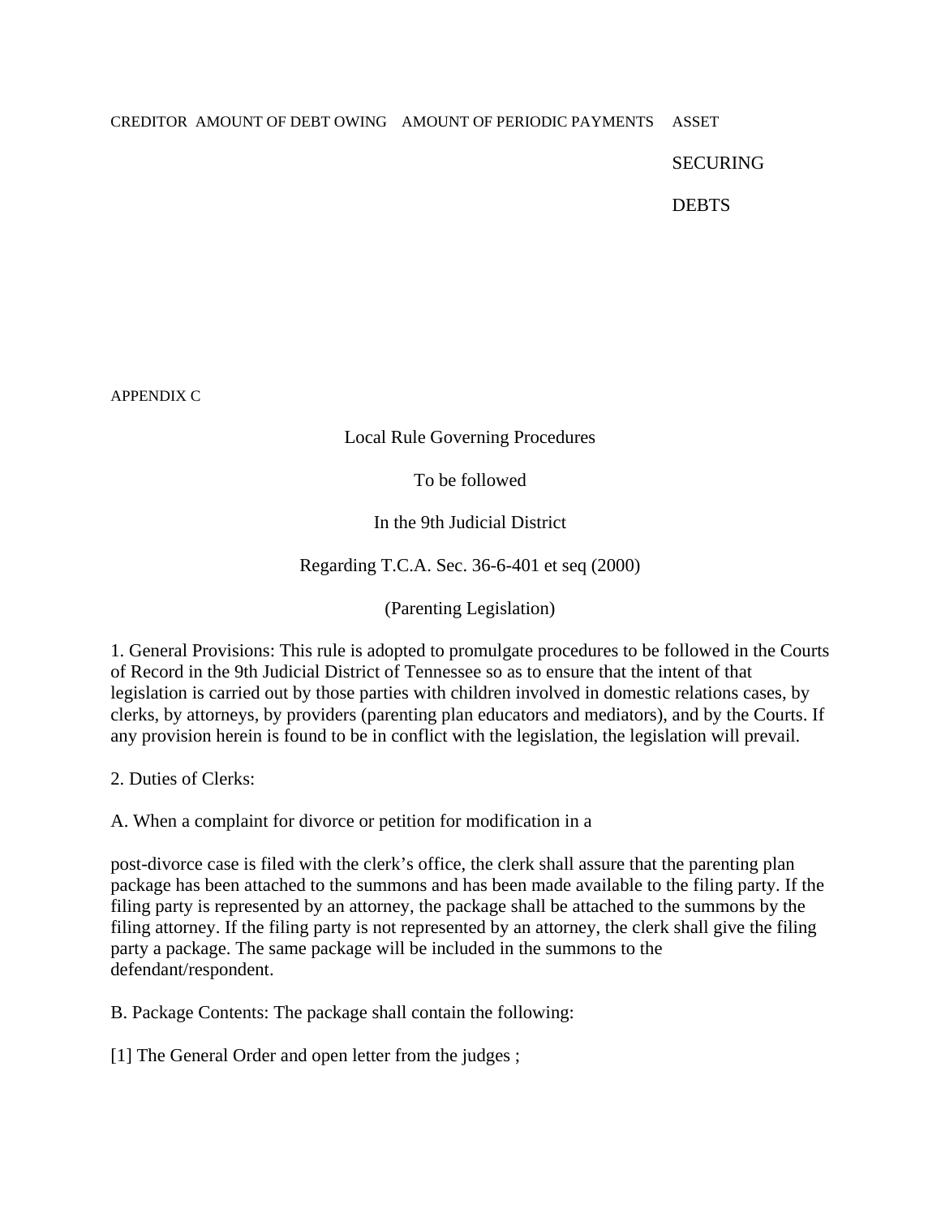| CREDITOR | AMOUNT OF DEBT OWING | AMOUNT OF PERIODIC PAYMENTS | ASSET SECURING DEBTS |
| --- | --- | --- | --- |
| | | | |

APPENDIX C

Local Rule Governing Procedures

To be followed

In the 9th Judicial District

Regarding T.C.A. Sec. 36-6-401 et seq (2000)

(Parenting Legislation)

1. General Provisions: This rule is adopted to promulgate procedures to be followed in the Courts of Record in the 9th Judicial District of Tennessee so as to ensure that the intent of that legislation is carried out by those parties with children involved in domestic relations cases, by clerks, by attorneys, by providers (parenting plan educators and mediators), and by the Courts. If any provision herein is found to be in conflict with the legislation, the legislation will prevail.

2. Duties of Clerks:

A. When a complaint for divorce or petition for modification in a

post-divorce case is filed with the clerk's office, the clerk shall assure that the parenting plan package has been attached to the summons and has been made available to the filing party. If the filing party is represented by an attorney, the package shall be attached to the summons by the filing attorney. If the filing party is not represented by an attorney, the clerk shall give the filing party a package. The same package will be included in the summons to the defendant/respondent.

B. Package Contents: The package shall contain the following:

[1] The General Order and open letter from the judges ;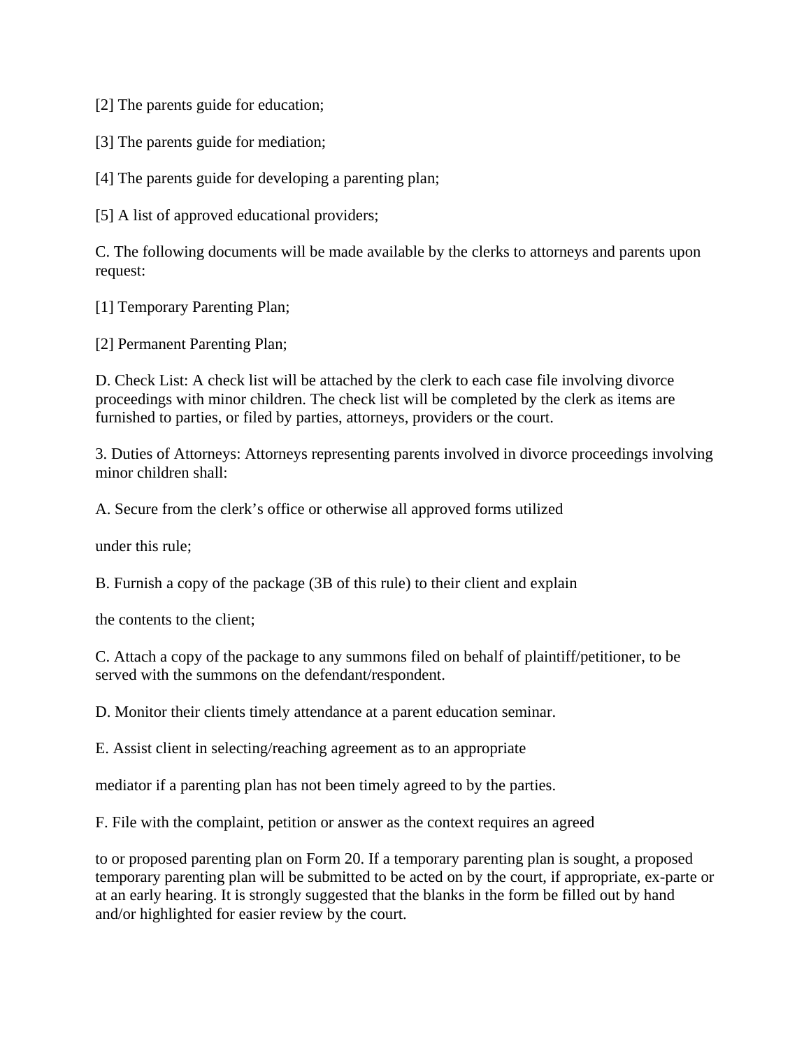[2] The parents guide for education;

[3] The parents guide for mediation;

[4] The parents guide for developing a parenting plan;

[5] A list of approved educational providers;

C. The following documents will be made available by the clerks to attorneys and parents upon request:

[1] Temporary Parenting Plan;

[2] Permanent Parenting Plan;

D. Check List: A check list will be attached by the clerk to each case file involving divorce proceedings with minor children. The check list will be completed by the clerk as items are furnished to parties, or filed by parties, attorneys, providers or the court.

3. Duties of Attorneys: Attorneys representing parents involved in divorce proceedings involving minor children shall:

A. Secure from the clerk's office or otherwise all approved forms utilized

under this rule;

B. Furnish a copy of the package (3B of this rule) to their client and explain

the contents to the client;

C. Attach a copy of the package to any summons filed on behalf of plaintiff/petitioner, to be served with the summons on the defendant/respondent.

D. Monitor their clients timely attendance at a parent education seminar.

E. Assist client in selecting/reaching agreement as to an appropriate

mediator if a parenting plan has not been timely agreed to by the parties.

F. File with the complaint, petition or answer as the context requires an agreed

to or proposed parenting plan on Form 20. If a temporary parenting plan is sought, a proposed temporary parenting plan will be submitted to be acted on by the court, if appropriate, ex-parte or at an early hearing. It is strongly suggested that the blanks in the form be filled out by hand and/or highlighted for easier review by the court.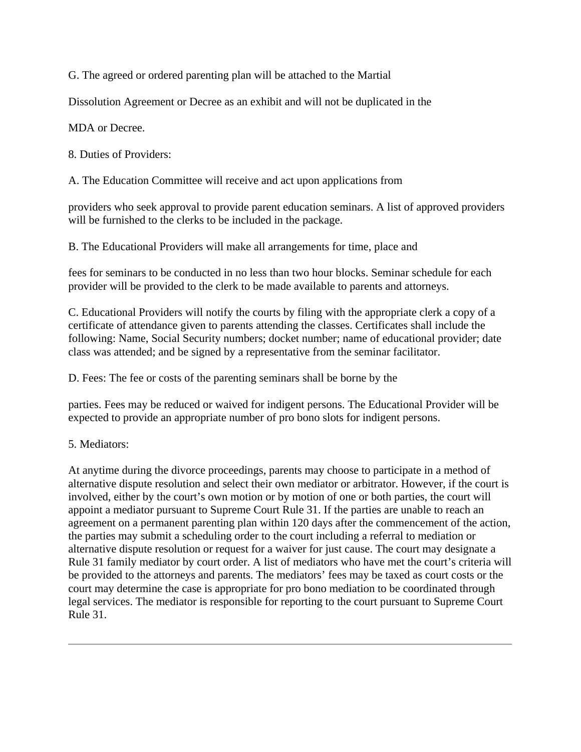G. The agreed or ordered parenting plan will be attached to the Martial Dissolution Agreement or Decree as an exhibit and will not be duplicated in the MDA or Decree.

8. Duties of Providers:

A. The Education Committee will receive and act upon applications from providers who seek approval to provide parent education seminars. A list of approved providers will be furnished to the clerks to be included in the package.

B. The Educational Providers will make all arrangements for time, place and fees for seminars to be conducted in no less than two hour blocks. Seminar schedule for each provider will be provided to the clerk to be made available to parents and attorneys.

C. Educational Providers will notify the courts by filing with the appropriate clerk a copy of a certificate of attendance given to parents attending the classes. Certificates shall include the following: Name, Social Security numbers; docket number; name of educational provider; date class was attended; and be signed by a representative from the seminar facilitator.

D. Fees: The fee or costs of the parenting seminars shall be borne by the parties. Fees may be reduced or waived for indigent persons. The Educational Provider will be expected to provide an appropriate number of pro bono slots for indigent persons.

5. Mediators:

At anytime during the divorce proceedings, parents may choose to participate in a method of alternative dispute resolution and select their own mediator or arbitrator. However, if the court is involved, either by the court's own motion or by motion of one or both parties, the court will appoint a mediator pursuant to Supreme Court Rule 31. If the parties are unable to reach an agreement on a permanent parenting plan within 120 days after the commencement of the action, the parties may submit a scheduling order to the court including a referral to mediation or alternative dispute resolution or request for a waiver for just cause. The court may designate a Rule 31 family mediator by court order. A list of mediators who have met the court's criteria will be provided to the attorneys and parents. The mediators' fees may be taxed as court costs or the court may determine the case is appropriate for pro bono mediation to be coordinated through legal services. The mediator is responsible for reporting to the court pursuant to Supreme Court Rule 31.

---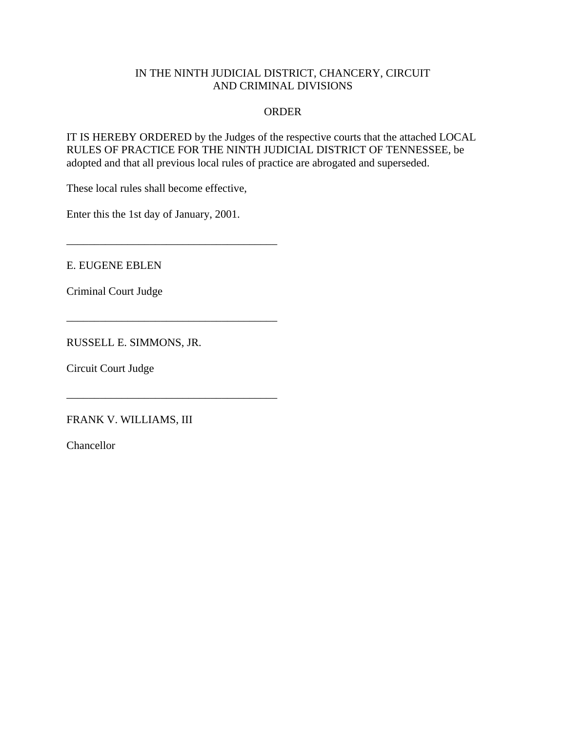IN THE NINTH JUDICIAL DISTRICT, CHANCERY, CIRCUIT
AND CRIMINAL DIVISIONS

ORDER

IT IS HEREBY ORDERED by the Judges of the respective courts that the attached LOCAL RULES OF PRACTICE FOR THE NINTH JUDICIAL DISTRICT OF TENNESSEE, be adopted and that all previous local rules of practice are abrogated and superseded.

These local rules shall become effective,

Enter this the 1st day of January, 2001.

______________________________________

E. EUGENE EBLEN

Criminal Court Judge

______________________________________

RUSSELL E. SIMMONS, JR.

Circuit Court Judge

______________________________________

FRANK V. WILLIAMS, III

Chancellor